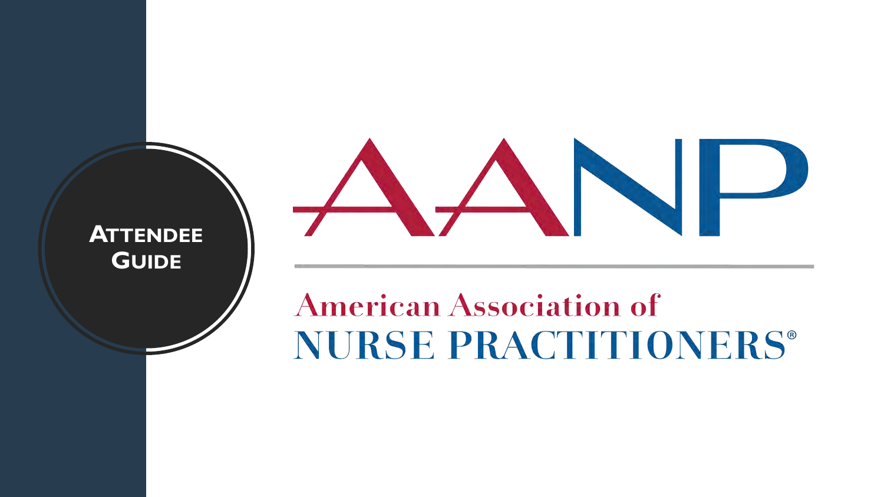# Attendee Guide

AANP

American Association of
NURSE PRACTITIONERS®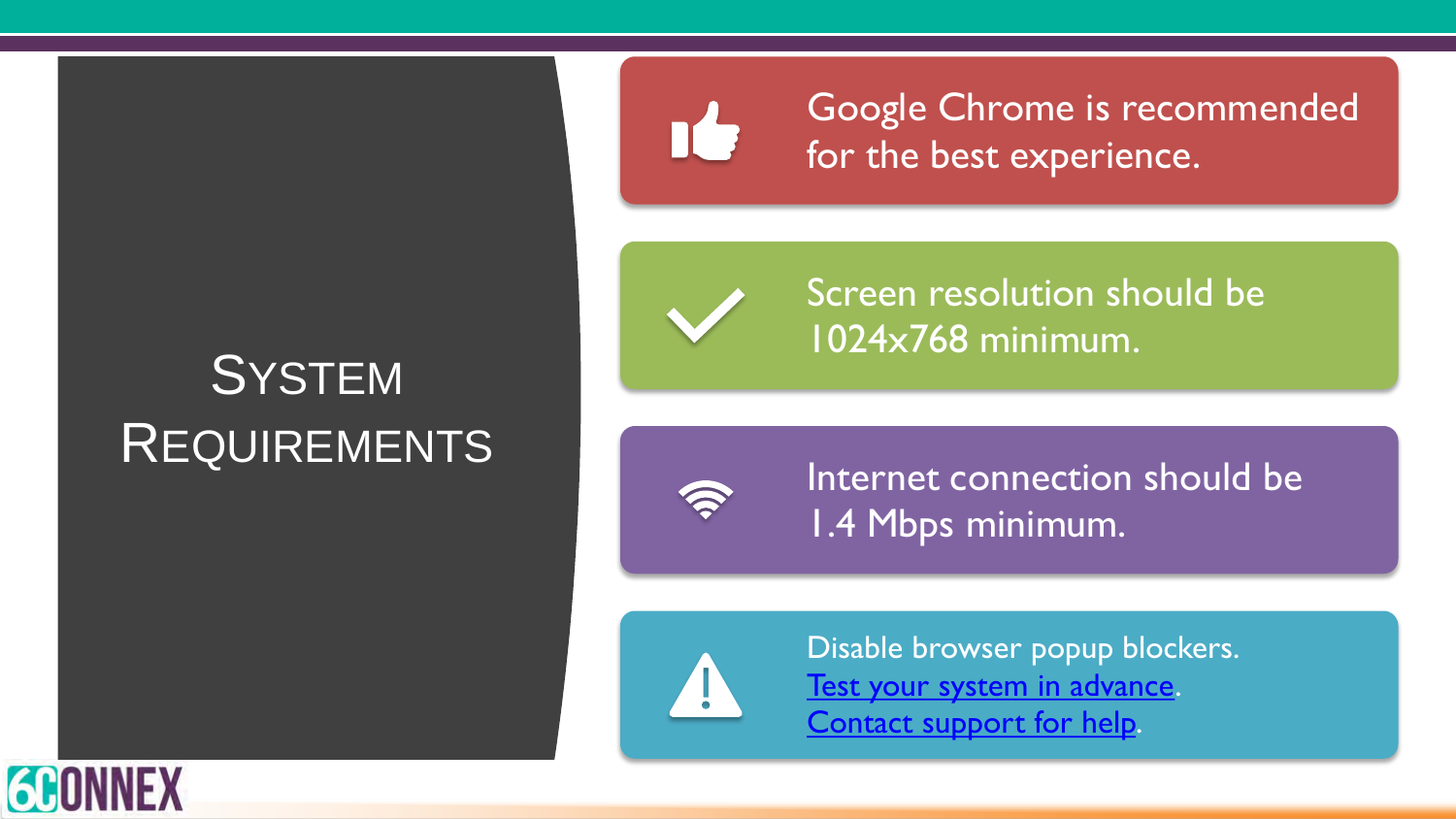# System Requirements

- Google Chrome is recommended for the best experience.
- Screen resolution should be 1024x768 minimum.
- Internet connection should be 1.4 Mbps minimum.
- Disable browser popup blockers.
  Test your system in advance.
  Contact support for help.

6CONNEX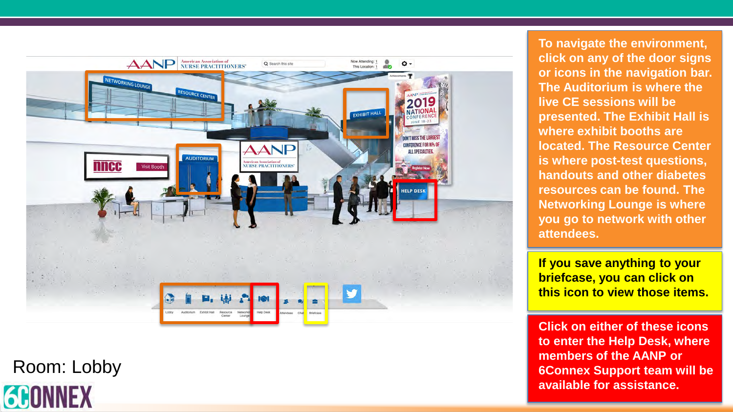To navigate the environment, click on any of the door signs or icons in the navigation bar. The Auditorium is where the live CE sessions will be presented. The Exhibit Hall is where exhibit booths are located. The Resource Center is where post-test questions, handouts and other diabetes resources can be found. The Networking Lounge is where you go to network with other attendees.

If you save anything to your briefcase, you can click on this icon to view those items.

Click on either of these icons to enter the Help Desk, where members of the AANP or 6Connex Support team will be available for assistance.

Room: Lobby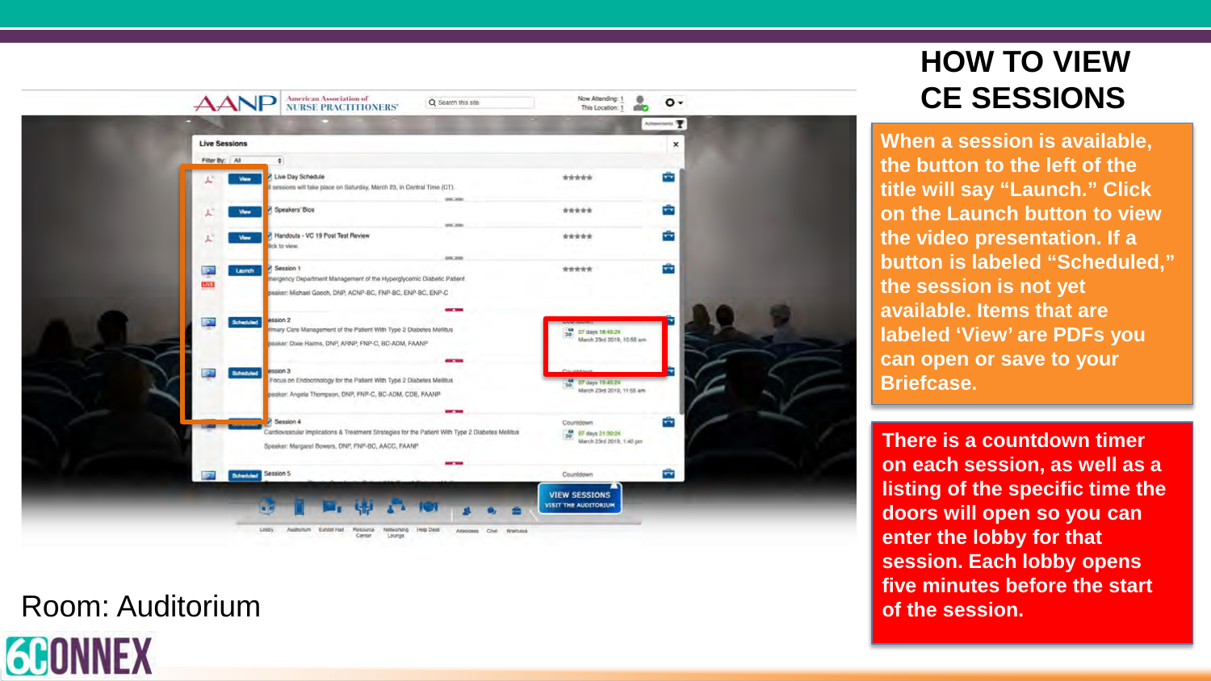# HOW TO VIEW CE SESSIONS

When a session is available, the button to the left of the title will say "Launch." Click on the Launch button to view the video presentation. If a button is labeled "Scheduled," the session is not yet available. Items that are labeled 'View' are PDFs you can open or save to your Briefcase.

There is a countdown timer on each session, as well as a listing of the specific time the doors will open so you can enter the lobby for that session. Each lobby opens five minutes before the start of the session.

Room: Auditorium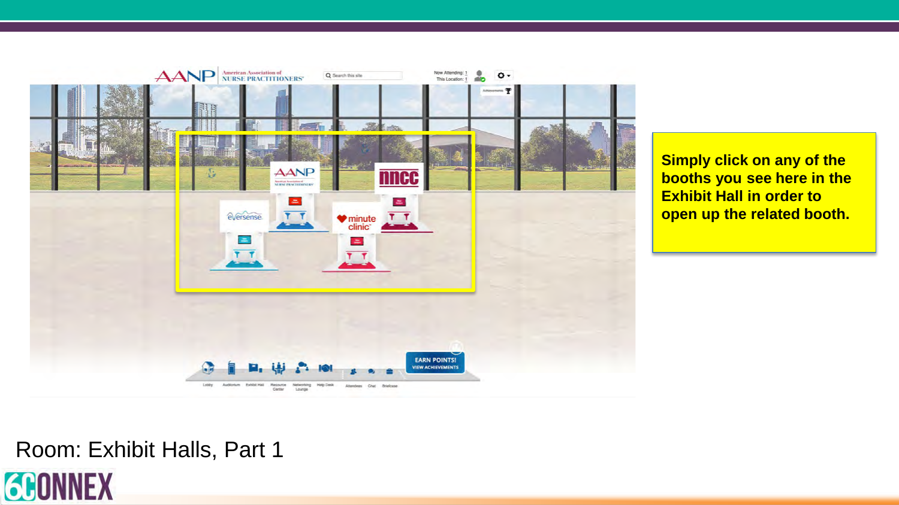Simply click on any of the booths you see here in the Exhibit Hall in order to open up the related booth.

Room: Exhibit Halls, Part 1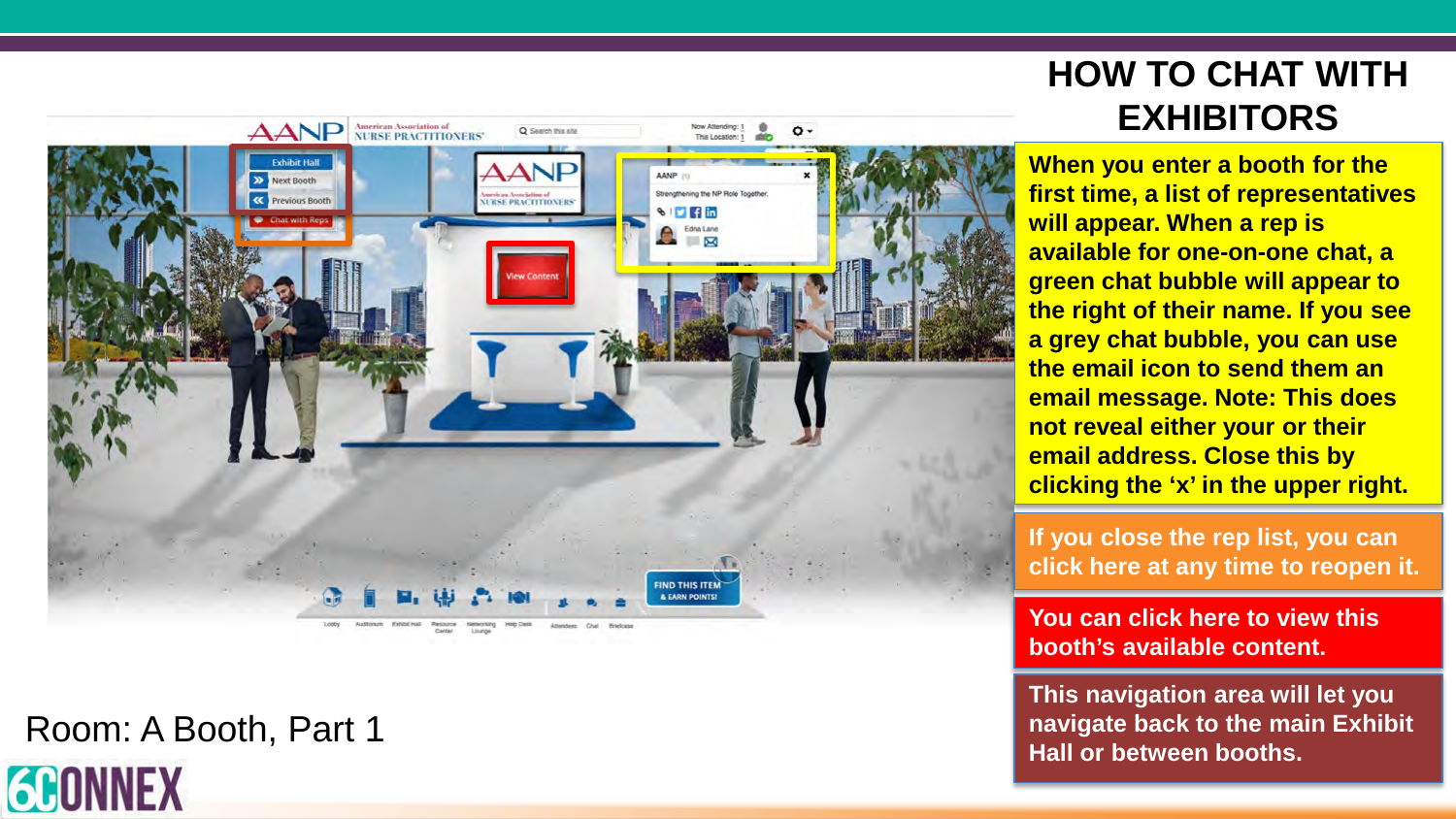# HOW TO CHAT WITH EXHIBITORS

When you enter a booth for the first time, a list of representatives will appear. When a rep is available for one-on-one chat, a green chat bubble will appear to the right of their name. If you see a grey chat bubble, you can use the email icon to send them an email message. Note: This does not reveal either your or their email address. Close this by clicking the ‘x’ in the upper right.

If you close the rep list, you can click here at any time to reopen it.

You can click here to view this booth’s available content.

This navigation area will let you navigate back to the main Exhibit Hall or between booths.

Room: A Booth, Part 1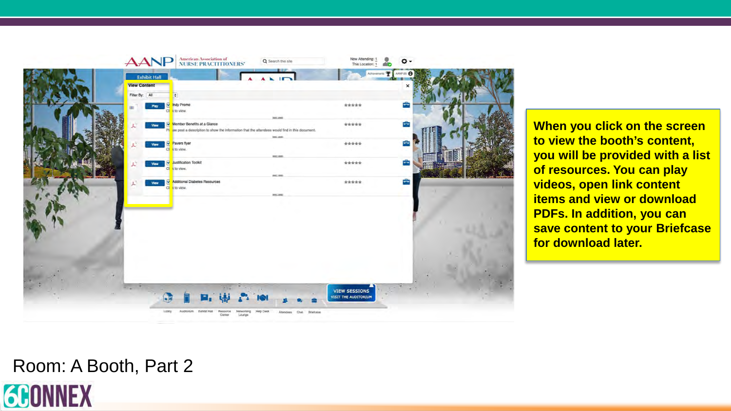When you click on the screen to view the booth's content, you will be provided with a list of resources. You can play videos, open link content items and view or download PDFs. In addition, you can save content to your Briefcase for download later.

Room: A Booth, Part 2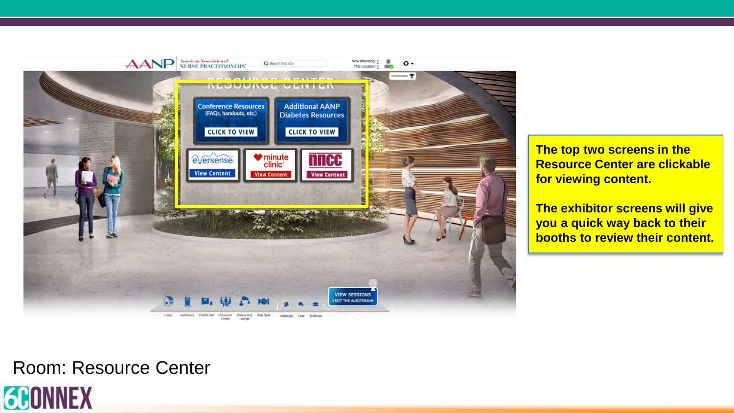The top two screens in the Resource Center are clickable for viewing content.

The exhibitor screens will give you a quick way back to their booths to review their content.

Room: Resource Center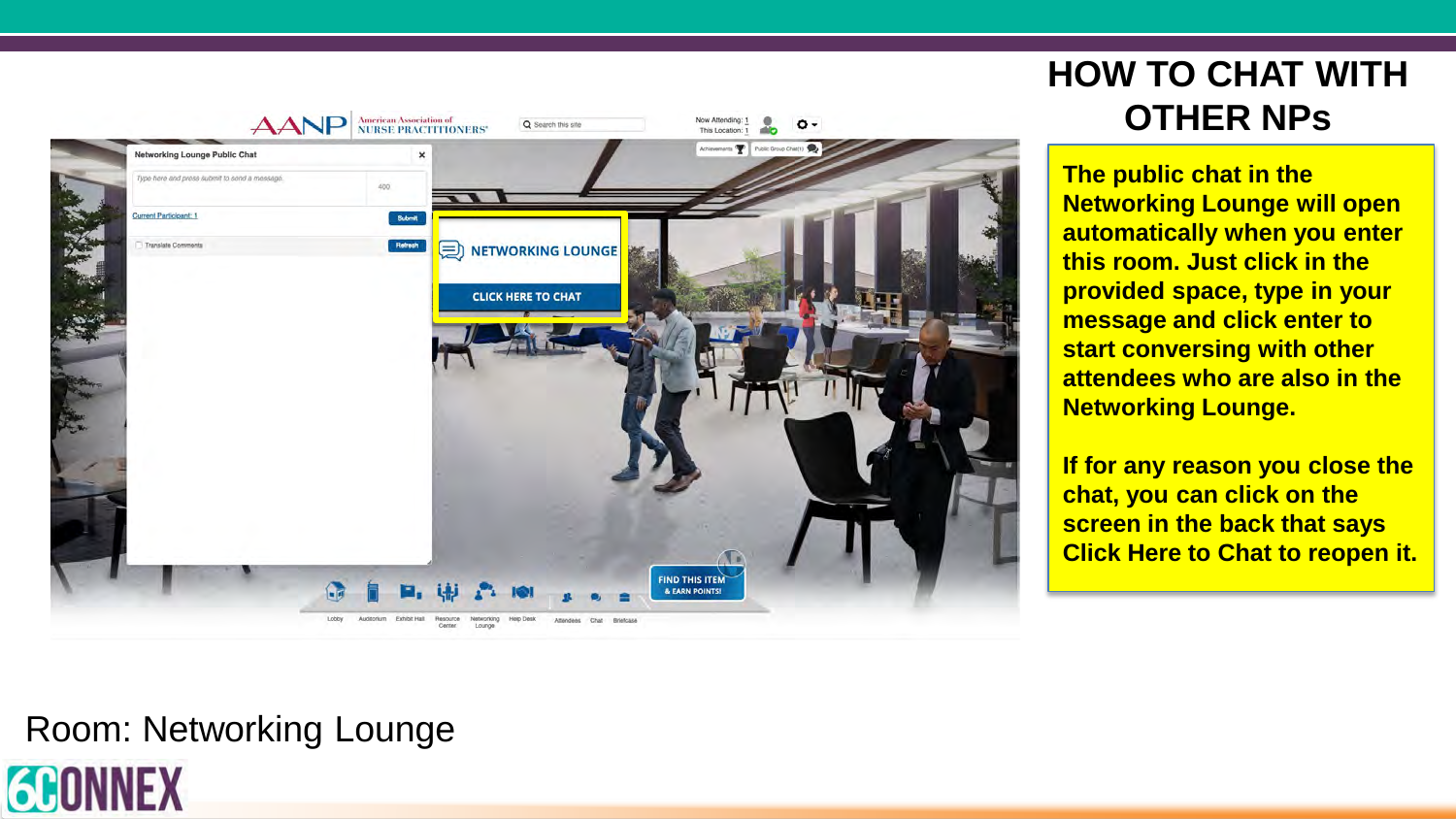# HOW TO CHAT WITH OTHER NPs

**The public chat in the Networking Lounge will open automatically when you enter this room. Just click in the provided space, type in your message and click enter to start conversing with other attendees who are also in the Networking Lounge.**

**If for any reason you close the chat, you can click on the screen in the back that says Click Here to Chat to reopen it.**

Room: Networking Lounge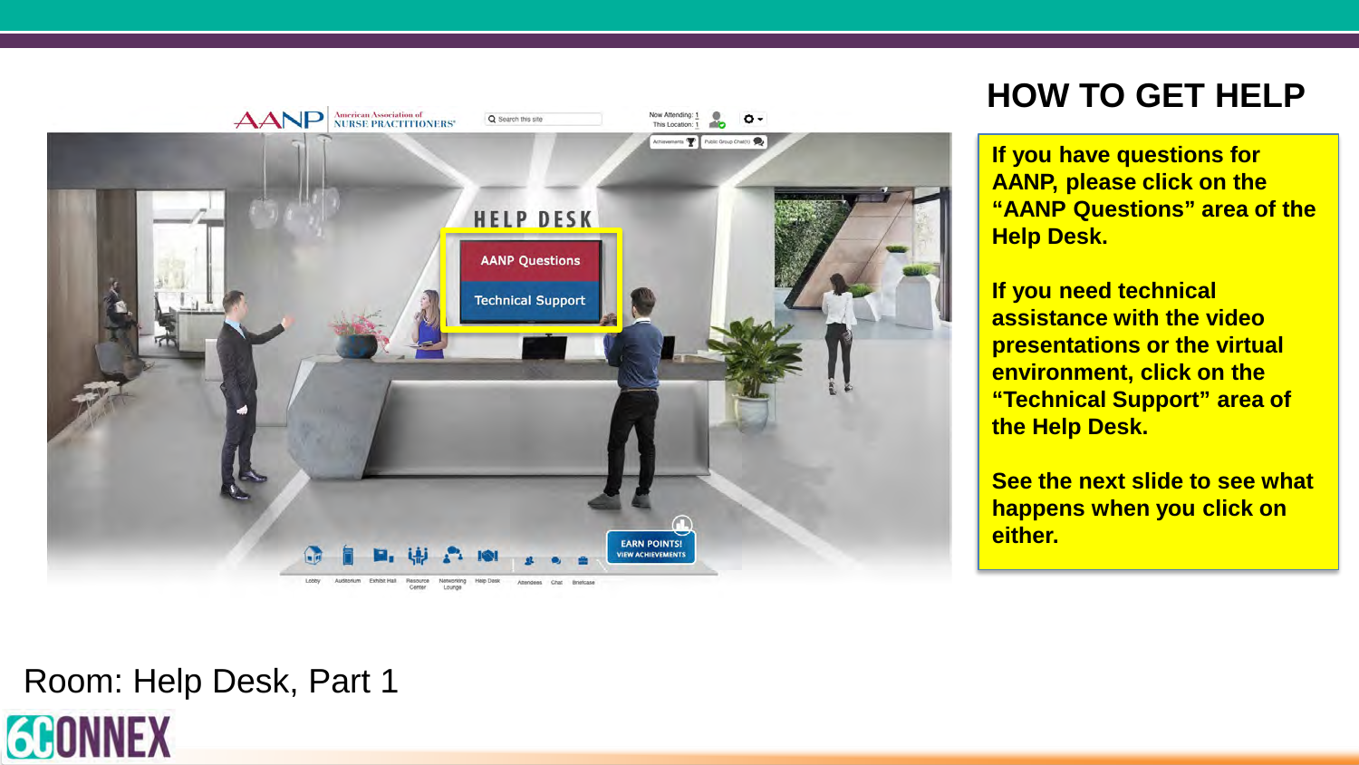## HOW TO GET HELP

**If you have questions for AANP, please click on the "AANP Questions" area of the Help Desk.**

**If you need technical assistance with the video presentations or the virtual environment, click on the "Technical Support" area of the Help Desk.**

**See the next slide to see what happens when you click on either.**

Room: Help Desk, Part 1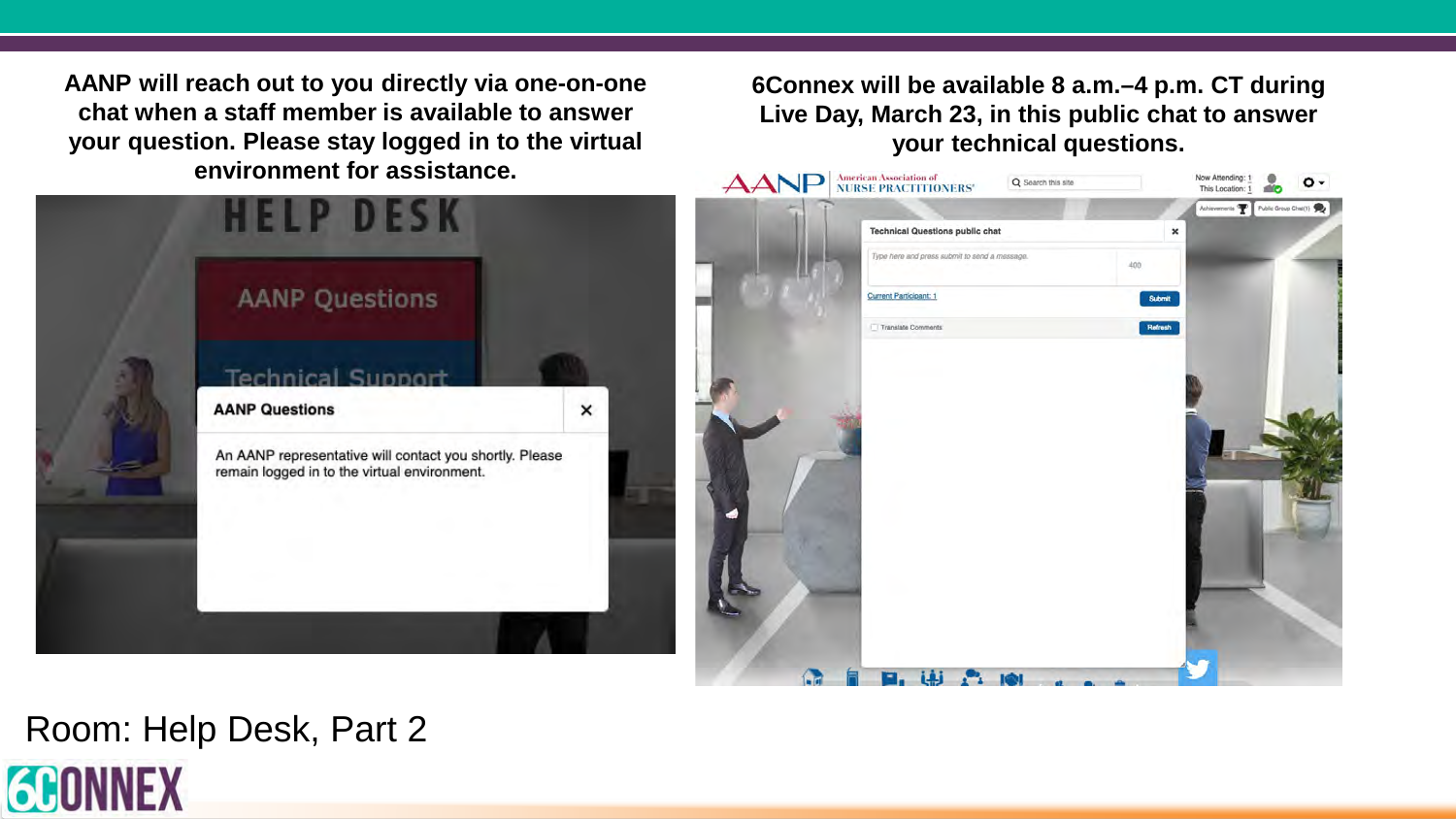**AANP will reach out to you directly via one-on-one chat when a staff member is available to answer your question. Please stay logged in to the virtual environment for assistance.**

**6Connex will be available 8 a.m.–4 p.m. CT during Live Day, March 23, in this public chat to answer your technical questions.**

Room: Help Desk, Part 2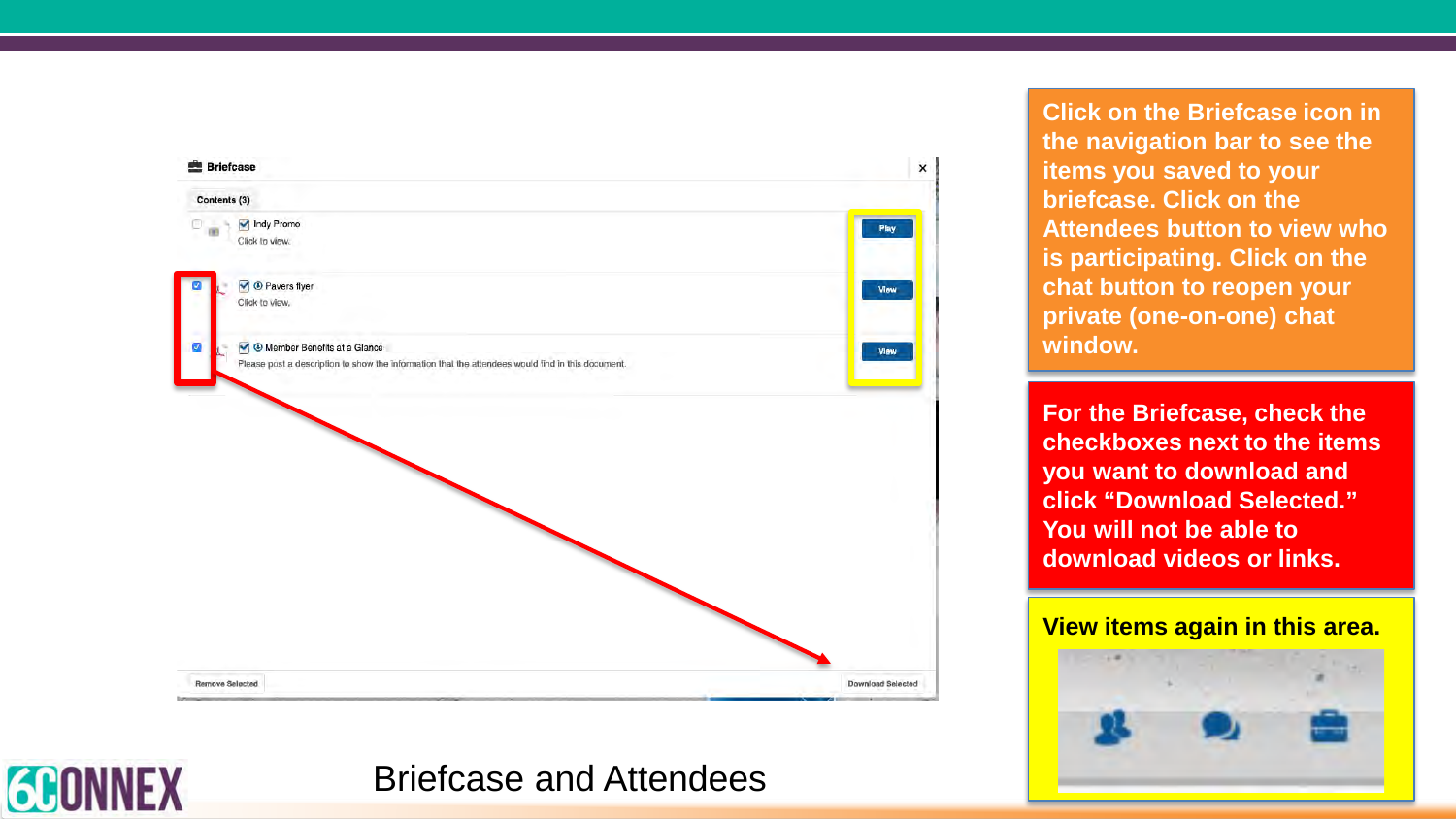# Briefcase and Attendees

Click on the Briefcase icon in the navigation bar to see the items you saved to your briefcase. Click on the Attendees button to view who is participating. Click on the chat button to reopen your private (one-on-one) chat window.

For the Briefcase, check the checkboxes next to the items you want to download and click "Download Selected." You will not be able to download videos or links.

View items again in this area.

Briefcase

Contents (3)

- Indy Promo — Click to view. — Play
- Pavers flyer — Click to view. — View
- Member Benefits at a Glance — Please post a description to show the information that the attendees would find in this document. — View

Remove Selected | Download Selected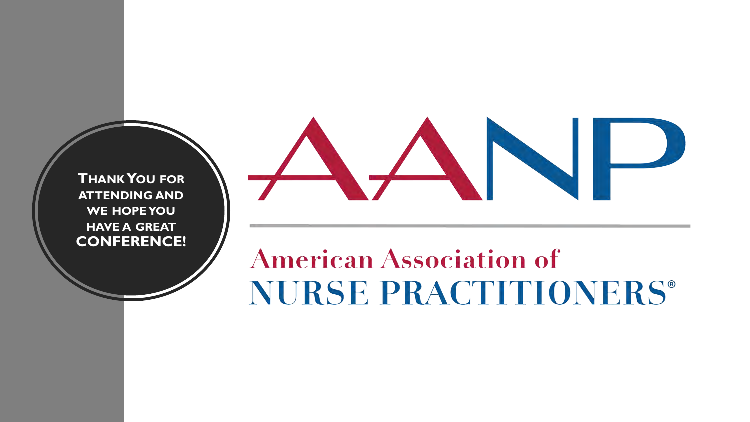**Thank You for attending and we hope you have a great CONFERENCE!**

AANP

American Association of
NURSE PRACTITIONERS®